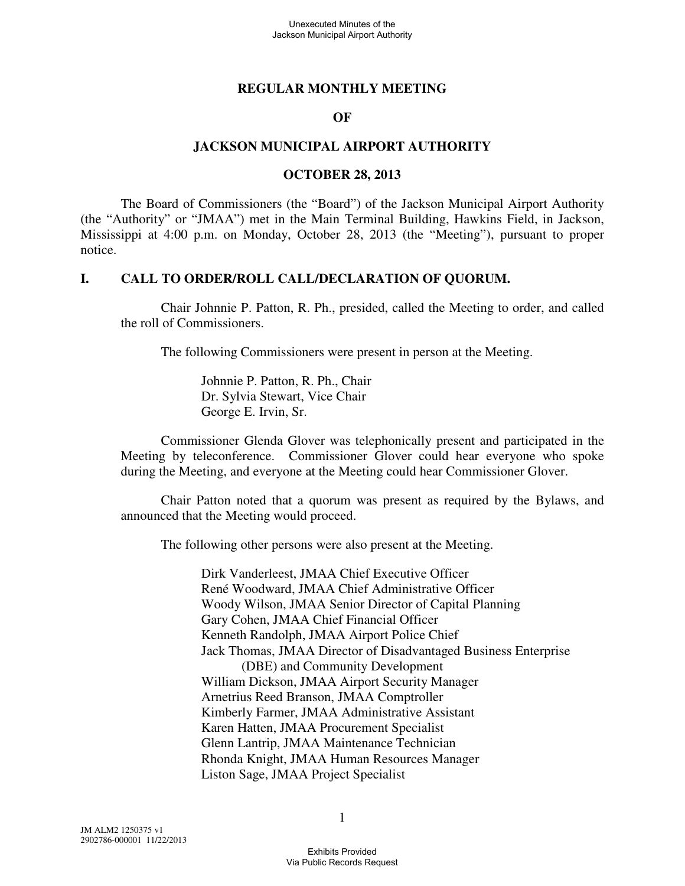# REGULAR MONTHLY MEETING

# OF

# JACKSON MUNICIPAL AIRPORT AUTHORITY

# OCTOBER 28, 2013

The Board of Commissioners (the "Board") of the Jackson Municipal Airport Authority (the "Authority" or "JMAA") met in the Main Terminal Building, Hawkins Field, in Jackson, Mississippi at 4:00 p.m. on Monday, October 28, 2013 (the "Meeting"), pursuant to proper notice.

## I. CALL TO ORDER/ROLL CALL/DECLARATION OF QUORUM.

Chair Johnnie P. Patton, R. Ph., presided, called the Meeting to order, and called the roll of Commissioners.

The following Commissioners were present in person at the Meeting.

Johnnie P. Patton, R. Ph., Chair
Dr. Sylvia Stewart, Vice Chair
George E. Irvin, Sr.

Commissioner Glenda Glover was telephonically present and participated in the Meeting by teleconference. Commissioner Glover could hear everyone who spoke during the Meeting, and everyone at the Meeting could hear Commissioner Glover.

Chair Patton noted that a quorum was present as required by the Bylaws, and announced that the Meeting would proceed.

The following other persons were also present at the Meeting.

Dirk Vanderleest, JMAA Chief Executive Officer
René Woodward, JMAA Chief Administrative Officer
Woody Wilson, JMAA Senior Director of Capital Planning
Gary Cohen, JMAA Chief Financial Officer
Kenneth Randolph, JMAA Airport Police Chief
Jack Thomas, JMAA Director of Disadvantaged Business Enterprise (DBE) and Community Development
William Dickson, JMAA Airport Security Manager
Arnetrius Reed Branson, JMAA Comptroller
Kimberly Farmer, JMAA Administrative Assistant
Karen Hatten, JMAA Procurement Specialist
Glenn Lantrip, JMAA Maintenance Technician
Rhonda Knight, JMAA Human Resources Manager
Liston Sage, JMAA Project Specialist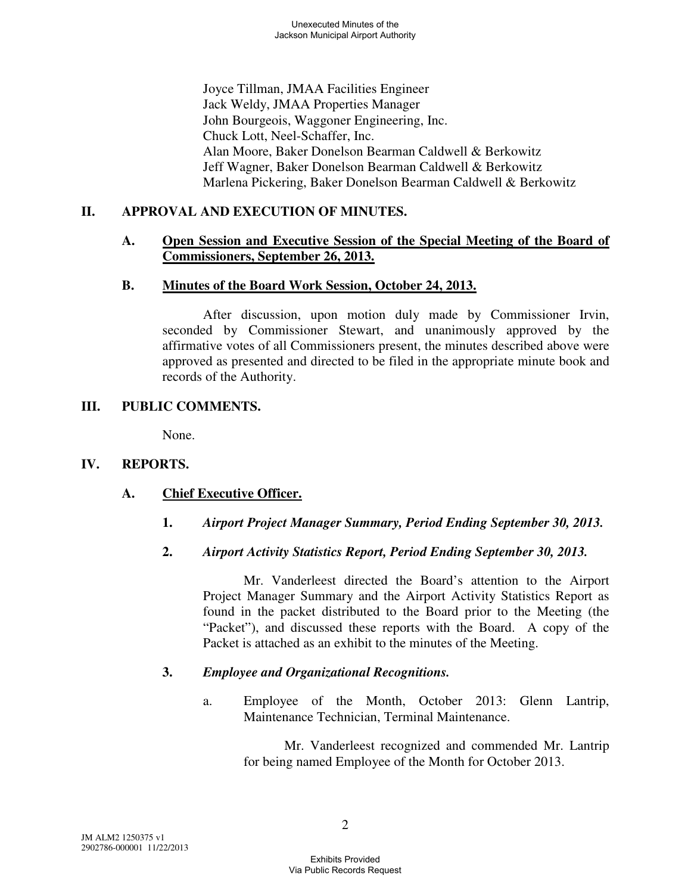Joyce Tillman, JMAA Facilities Engineer
Jack Weldy, JMAA Properties Manager
John Bourgeois, Waggoner Engineering, Inc.
Chuck Lott, Neel-Schaffer, Inc.
Alan Moore, Baker Donelson Bearman Caldwell & Berkowitz
Jeff Wagner, Baker Donelson Bearman Caldwell & Berkowitz
Marlena Pickering, Baker Donelson Bearman Caldwell & Berkowitz

## II. APPROVAL AND EXECUTION OF MINUTES.

### A. Open Session and Executive Session of the Special Meeting of the Board of Commissioners, September 26, 2013.

### B. Minutes of the Board Work Session, October 24, 2013.

After discussion, upon motion duly made by Commissioner Irvin, seconded by Commissioner Stewart, and unanimously approved by the affirmative votes of all Commissioners present, the minutes described above were approved as presented and directed to be filed in the appropriate minute book and records of the Authority.

## III. PUBLIC COMMENTS.

None.

## IV. REPORTS.

### A. Chief Executive Officer.

**1.** ***Airport Project Manager Summary, Period Ending September 30, 2013.***

**2.** ***Airport Activity Statistics Report, Period Ending September 30, 2013.***

Mr. Vanderleest directed the Board's attention to the Airport Project Manager Summary and the Airport Activity Statistics Report as found in the packet distributed to the Board prior to the Meeting (the "Packet"), and discussed these reports with the Board. A copy of the Packet is attached as an exhibit to the minutes of the Meeting.

**3.** ***Employee and Organizational Recognitions.***

a. Employee of the Month, October 2013: Glenn Lantrip, Maintenance Technician, Terminal Maintenance.

Mr. Vanderleest recognized and commended Mr. Lantrip for being named Employee of the Month for October 2013.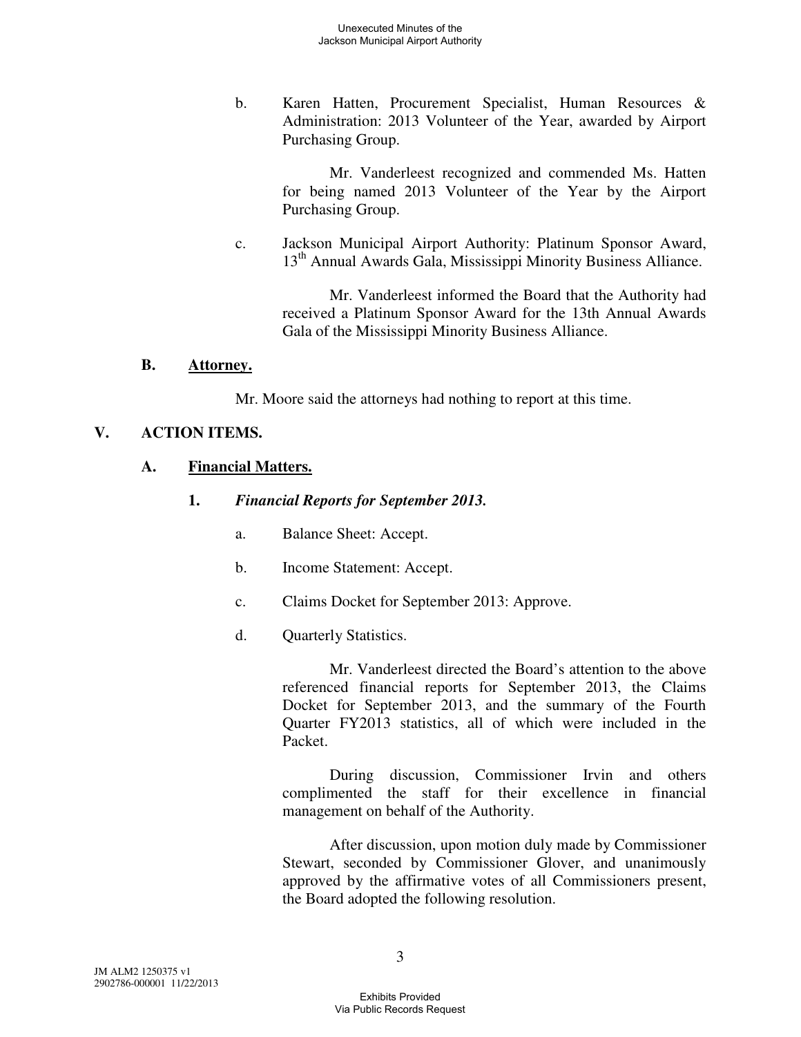b. Karen Hatten, Procurement Specialist, Human Resources & Administration: 2013 Volunteer of the Year, awarded by Airport Purchasing Group.

Mr. Vanderleest recognized and commended Ms. Hatten for being named 2013 Volunteer of the Year by the Airport Purchasing Group.

c. Jackson Municipal Airport Authority: Platinum Sponsor Award, 13th Annual Awards Gala, Mississippi Minority Business Alliance.

Mr. Vanderleest informed the Board that the Authority had received a Platinum Sponsor Award for the 13th Annual Awards Gala of the Mississippi Minority Business Alliance.

### B. Attorney.

Mr. Moore said the attorneys had nothing to report at this time.

## V. ACTION ITEMS.

### A. Financial Matters.

#### 1. *Financial Reports for September 2013.*

a. Balance Sheet: Accept.

b. Income Statement: Accept.

c. Claims Docket for September 2013: Approve.

d. Quarterly Statistics.

Mr. Vanderleest directed the Board's attention to the above referenced financial reports for September 2013, the Claims Docket for September 2013, and the summary of the Fourth Quarter FY2013 statistics, all of which were included in the Packet.

During discussion, Commissioner Irvin and others complimented the staff for their excellence in financial management on behalf of the Authority.

After discussion, upon motion duly made by Commissioner Stewart, seconded by Commissioner Glover, and unanimously approved by the affirmative votes of all Commissioners present, the Board adopted the following resolution.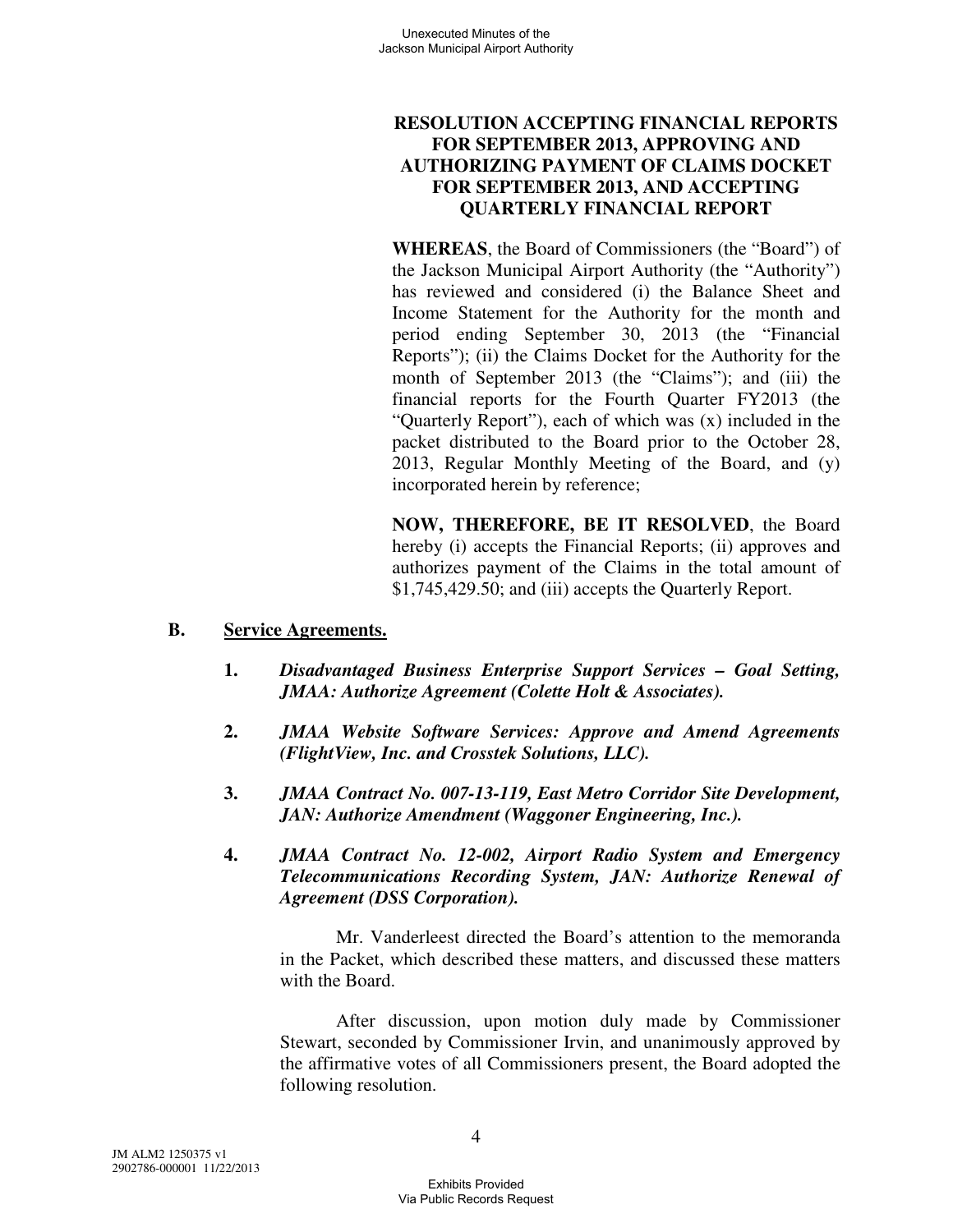**RESOLUTION ACCEPTING FINANCIAL REPORTS FOR SEPTEMBER 2013, APPROVING AND AUTHORIZING PAYMENT OF CLAIMS DOCKET FOR SEPTEMBER 2013, AND ACCEPTING QUARTERLY FINANCIAL REPORT**

**WHEREAS**, the Board of Commissioners (the "Board") of the Jackson Municipal Airport Authority (the "Authority") has reviewed and considered (i) the Balance Sheet and Income Statement for the Authority for the month and period ending September 30, 2013 (the "Financial Reports"); (ii) the Claims Docket for the Authority for the month of September 2013 (the "Claims"); and (iii) the financial reports for the Fourth Quarter FY2013 (the "Quarterly Report"), each of which was (x) included in the packet distributed to the Board prior to the October 28, 2013, Regular Monthly Meeting of the Board, and (y) incorporated herein by reference;

**NOW, THEREFORE, BE IT RESOLVED**, the Board hereby (i) accepts the Financial Reports; (ii) approves and authorizes payment of the Claims in the total amount of $1,745,429.50; and (iii) accepts the Quarterly Report.

## B. Service Agreements.

1. ***Disadvantaged Business Enterprise Support Services – Goal Setting, JMAA: Authorize Agreement (Colette Holt & Associates).***

2. ***JMAA Website Software Services: Approve and Amend Agreements (FlightView, Inc. and Crosstek Solutions, LLC).***

3. ***JMAA Contract No. 007-13-119, East Metro Corridor Site Development, JAN: Authorize Amendment (Waggoner Engineering, Inc.).***

4. ***JMAA Contract No. 12-002, Airport Radio System and Emergency Telecommunications Recording System, JAN: Authorize Renewal of Agreement (DSS Corporation).***

Mr. Vanderleest directed the Board's attention to the memoranda in the Packet, which described these matters, and discussed these matters with the Board.

After discussion, upon motion duly made by Commissioner Stewart, seconded by Commissioner Irvin, and unanimously approved by the affirmative votes of all Commissioners present, the Board adopted the following resolution.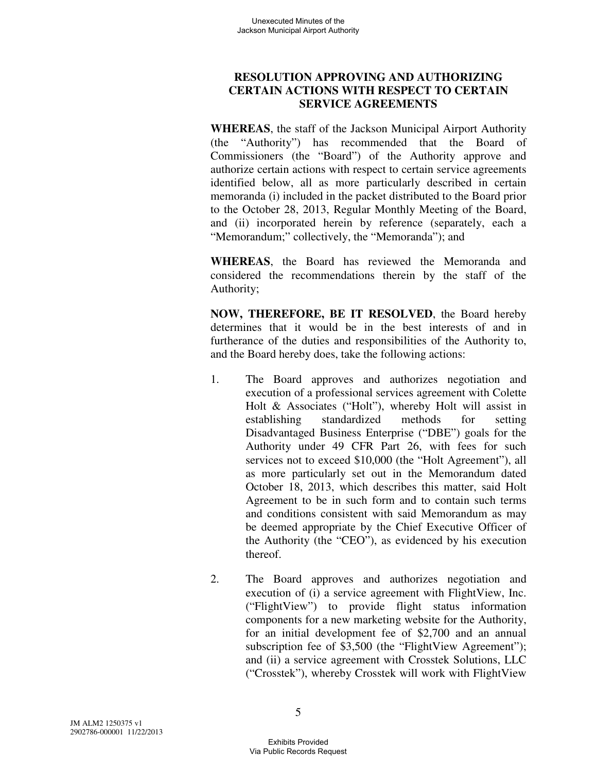## RESOLUTION APPROVING AND AUTHORIZING CERTAIN ACTIONS WITH RESPECT TO CERTAIN SERVICE AGREEMENTS

**WHEREAS**, the staff of the Jackson Municipal Airport Authority (the "Authority") has recommended that the Board of Commissioners (the "Board") of the Authority approve and authorize certain actions with respect to certain service agreements identified below, all as more particularly described in certain memoranda (i) included in the packet distributed to the Board prior to the October 28, 2013, Regular Monthly Meeting of the Board, and (ii) incorporated herein by reference (separately, each a "Memorandum;" collectively, the "Memoranda"); and

**WHEREAS**, the Board has reviewed the Memoranda and considered the recommendations therein by the staff of the Authority;

**NOW, THEREFORE, BE IT RESOLVED**, the Board hereby determines that it would be in the best interests of and in furtherance of the duties and responsibilities of the Authority to, and the Board hereby does, take the following actions:

1. The Board approves and authorizes negotiation and execution of a professional services agreement with Colette Holt & Associates ("Holt"), whereby Holt will assist in establishing standardized methods for setting Disadvantaged Business Enterprise ("DBE") goals for the Authority under 49 CFR Part 26, with fees for such services not to exceed $10,000 (the "Holt Agreement"), all as more particularly set out in the Memorandum dated October 18, 2013, which describes this matter, said Holt Agreement to be in such form and to contain such terms and conditions consistent with said Memorandum as may be deemed appropriate by the Chief Executive Officer of the Authority (the "CEO"), as evidenced by his execution thereof.

2. The Board approves and authorizes negotiation and execution of (i) a service agreement with FlightView, Inc. ("FlightView") to provide flight status information components for a new marketing website for the Authority, for an initial development fee of $2,700 and an annual subscription fee of $3,500 (the "FlightView Agreement"); and (ii) a service agreement with Crosstek Solutions, LLC ("Crosstek"), whereby Crosstek will work with FlightView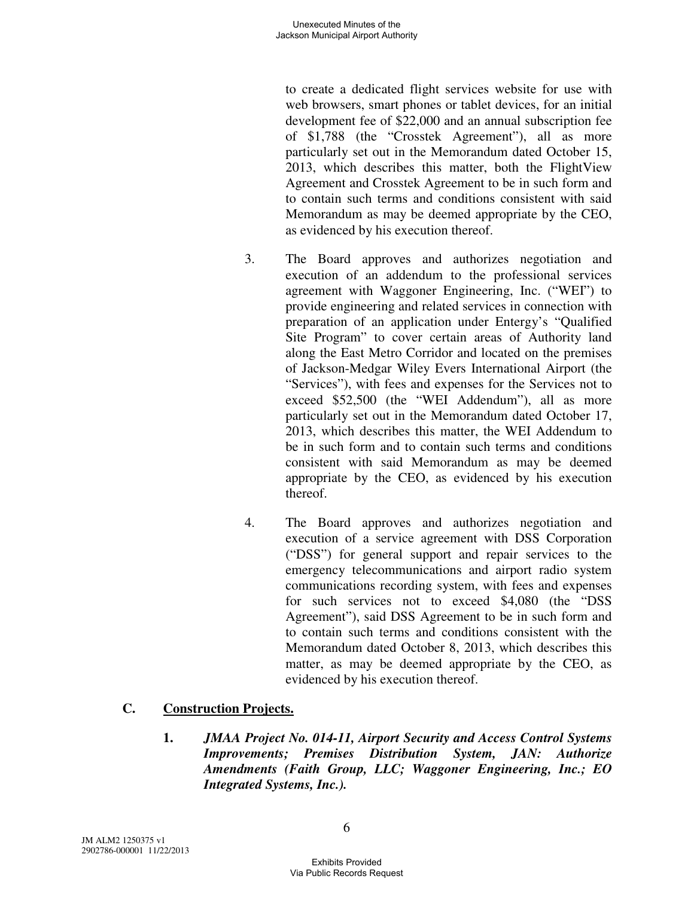to create a dedicated flight services website for use with web browsers, smart phones or tablet devices, for an initial development fee of $22,000 and an annual subscription fee of $1,788 (the "Crosstek Agreement"), all as more particularly set out in the Memorandum dated October 15, 2013, which describes this matter, both the FlightView Agreement and Crosstek Agreement to be in such form and to contain such terms and conditions consistent with said Memorandum as may be deemed appropriate by the CEO, as evidenced by his execution thereof.

3. The Board approves and authorizes negotiation and execution of an addendum to the professional services agreement with Waggoner Engineering, Inc. ("WEI") to provide engineering and related services in connection with preparation of an application under Entergy's "Qualified Site Program" to cover certain areas of Authority land along the East Metro Corridor and located on the premises of Jackson-Medgar Wiley Evers International Airport (the "Services"), with fees and expenses for the Services not to exceed $52,500 (the "WEI Addendum"), all as more particularly set out in the Memorandum dated October 17, 2013, which describes this matter, the WEI Addendum to be in such form and to contain such terms and conditions consistent with said Memorandum as may be deemed appropriate by the CEO, as evidenced by his execution thereof.

4. The Board approves and authorizes negotiation and execution of a service agreement with DSS Corporation ("DSS") for general support and repair services to the emergency telecommunications and airport radio system communications recording system, with fees and expenses for such services not to exceed $4,080 (the "DSS Agreement"), said DSS Agreement to be in such form and to contain such terms and conditions consistent with the Memorandum dated October 8, 2013, which describes this matter, as may be deemed appropriate by the CEO, as evidenced by his execution thereof.

## C. Construction Projects.

**1. *JMAA Project No. 014-11, Airport Security and Access Control Systems Improvements; Premises Distribution System, JAN: Authorize Amendments (Faith Group, LLC; Waggoner Engineering, Inc.; EO Integrated Systems, Inc.).***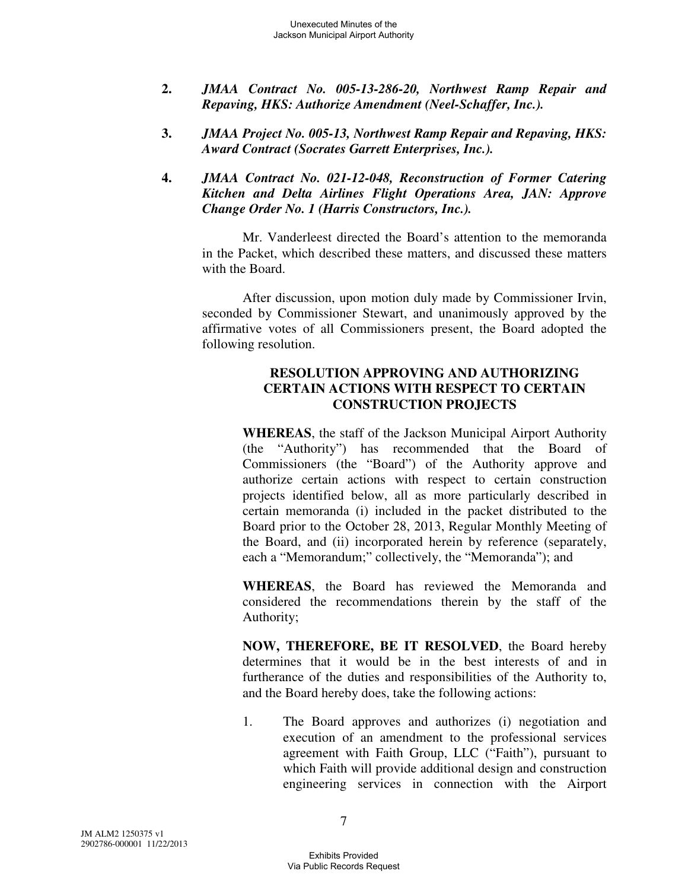**2.** ***JMAA Contract No. 005-13-286-20, Northwest Ramp Repair and Repaving, HKS: Authorize Amendment (Neel-Schaffer, Inc.).***

**3.** ***JMAA Project No. 005-13, Northwest Ramp Repair and Repaving, HKS: Award Contract (Socrates Garrett Enterprises, Inc.).***

**4.** ***JMAA Contract No. 021-12-048, Reconstruction of Former Catering Kitchen and Delta Airlines Flight Operations Area, JAN: Approve Change Order No. 1 (Harris Constructors, Inc.).***

Mr. Vanderleest directed the Board's attention to the memoranda in the Packet, which described these matters, and discussed these matters with the Board.

After discussion, upon motion duly made by Commissioner Irvin, seconded by Commissioner Stewart, and unanimously approved by the affirmative votes of all Commissioners present, the Board adopted the following resolution.

**RESOLUTION APPROVING AND AUTHORIZING CERTAIN ACTIONS WITH RESPECT TO CERTAIN CONSTRUCTION PROJECTS**

**WHEREAS**, the staff of the Jackson Municipal Airport Authority (the "Authority") has recommended that the Board of Commissioners (the "Board") of the Authority approve and authorize certain actions with respect to certain construction projects identified below, all as more particularly described in certain memoranda (i) included in the packet distributed to the Board prior to the October 28, 2013, Regular Monthly Meeting of the Board, and (ii) incorporated herein by reference (separately, each a "Memorandum;" collectively, the "Memoranda"); and

**WHEREAS**, the Board has reviewed the Memoranda and considered the recommendations therein by the staff of the Authority;

**NOW, THEREFORE, BE IT RESOLVED**, the Board hereby determines that it would be in the best interests of and in furtherance of the duties and responsibilities of the Authority to, and the Board hereby does, take the following actions:

1. The Board approves and authorizes (i) negotiation and execution of an amendment to the professional services agreement with Faith Group, LLC ("Faith"), pursuant to which Faith will provide additional design and construction engineering services in connection with the Airport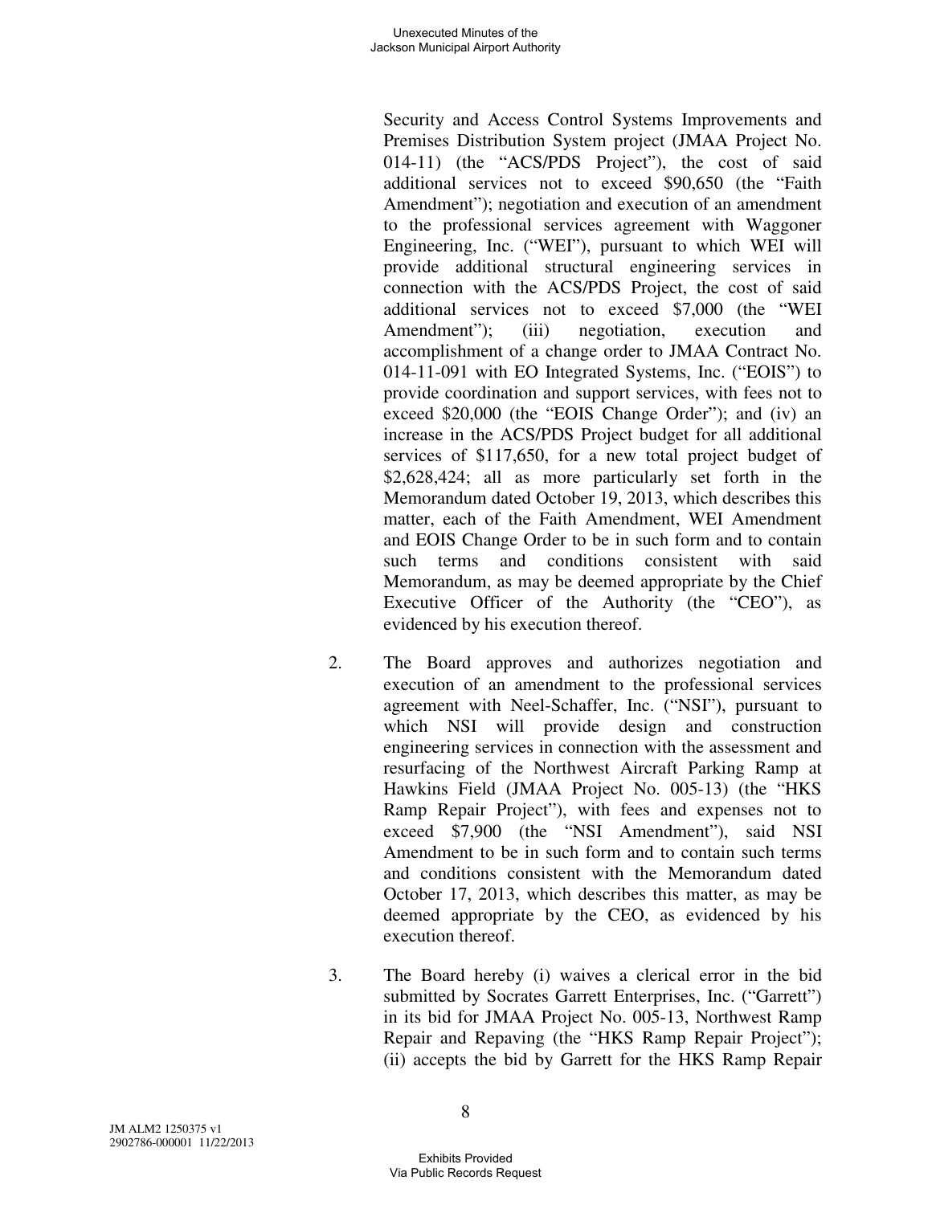Security and Access Control Systems Improvements and Premises Distribution System project (JMAA Project No. 014-11) (the "ACS/PDS Project"), the cost of said additional services not to exceed $90,650 (the "Faith Amendment"); negotiation and execution of an amendment to the professional services agreement with Waggoner Engineering, Inc. ("WEI"), pursuant to which WEI will provide additional structural engineering services in connection with the ACS/PDS Project, the cost of said additional services not to exceed $7,000 (the "WEI Amendment"); (iii) negotiation, execution and accomplishment of a change order to JMAA Contract No. 014-11-091 with EO Integrated Systems, Inc. ("EOIS") to provide coordination and support services, with fees not to exceed $20,000 (the "EOIS Change Order"); and (iv) an increase in the ACS/PDS Project budget for all additional services of $117,650, for a new total project budget of $2,628,424; all as more particularly set forth in the Memorandum dated October 19, 2013, which describes this matter, each of the Faith Amendment, WEI Amendment and EOIS Change Order to be in such form and to contain such terms and conditions consistent with said Memorandum, as may be deemed appropriate by the Chief Executive Officer of the Authority (the "CEO"), as evidenced by his execution thereof.

2. The Board approves and authorizes negotiation and execution of an amendment to the professional services agreement with Neel-Schaffer, Inc. ("NSI"), pursuant to which NSI will provide design and construction engineering services in connection with the assessment and resurfacing of the Northwest Aircraft Parking Ramp at Hawkins Field (JMAA Project No. 005-13) (the "HKS Ramp Repair Project"), with fees and expenses not to exceed $7,900 (the "NSI Amendment"), said NSI Amendment to be in such form and to contain such terms and conditions consistent with the Memorandum dated October 17, 2013, which describes this matter, as may be deemed appropriate by the CEO, as evidenced by his execution thereof.

3. The Board hereby (i) waives a clerical error in the bid submitted by Socrates Garrett Enterprises, Inc. ("Garrett") in its bid for JMAA Project No. 005-13, Northwest Ramp Repair and Repaving (the "HKS Ramp Repair Project"); (ii) accepts the bid by Garrett for the HKS Ramp Repair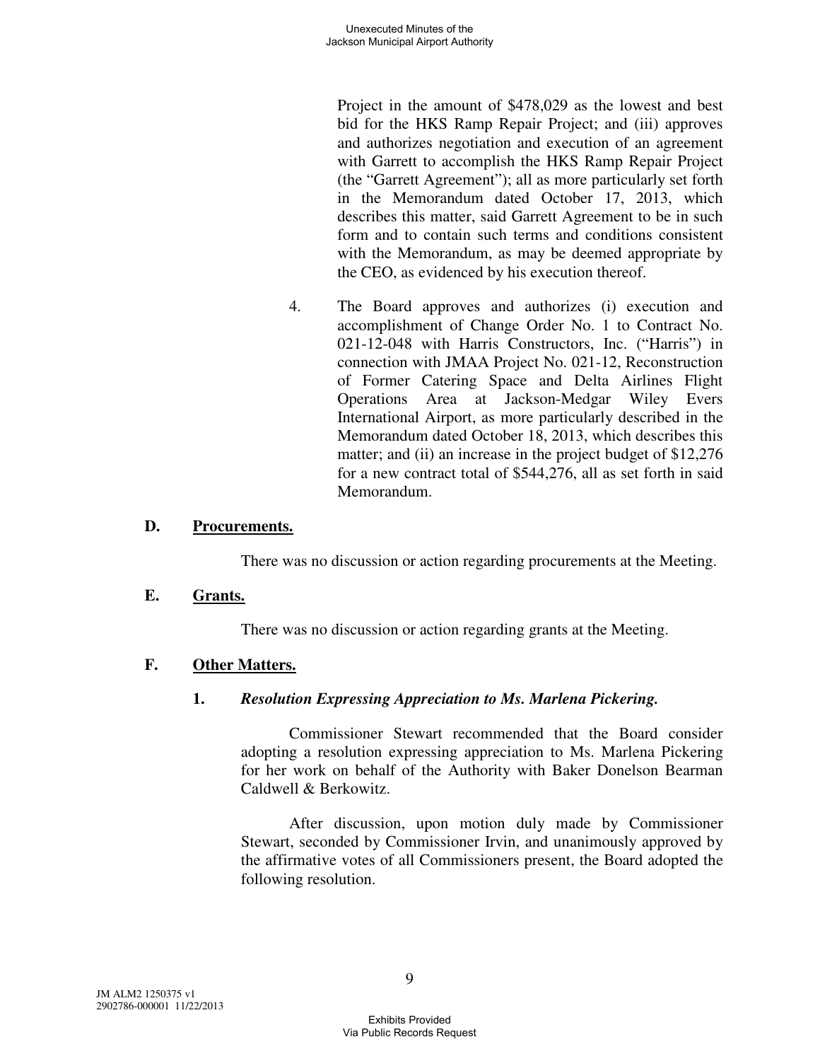Project in the amount of $478,029 as the lowest and best bid for the HKS Ramp Repair Project; and (iii) approves and authorizes negotiation and execution of an agreement with Garrett to accomplish the HKS Ramp Repair Project (the "Garrett Agreement"); all as more particularly set forth in the Memorandum dated October 17, 2013, which describes this matter, said Garrett Agreement to be in such form and to contain such terms and conditions consistent with the Memorandum, as may be deemed appropriate by the CEO, as evidenced by his execution thereof.

4. The Board approves and authorizes (i) execution and accomplishment of Change Order No. 1 to Contract No. 021-12-048 with Harris Constructors, Inc. ("Harris") in connection with JMAA Project No. 021-12, Reconstruction of Former Catering Space and Delta Airlines Flight Operations Area at Jackson-Medgar Wiley Evers International Airport, as more particularly described in the Memorandum dated October 18, 2013, which describes this matter; and (ii) an increase in the project budget of $12,276 for a new contract total of $544,276, all as set forth in said Memorandum.

### D. **Procurements.**

There was no discussion or action regarding procurements at the Meeting.

### E. **Grants.**

There was no discussion or action regarding grants at the Meeting.

### F. **Other Matters.**

#### 1. ***Resolution Expressing Appreciation to Ms. Marlena Pickering.***

Commissioner Stewart recommended that the Board consider adopting a resolution expressing appreciation to Ms. Marlena Pickering for her work on behalf of the Authority with Baker Donelson Bearman Caldwell & Berkowitz.

After discussion, upon motion duly made by Commissioner Stewart, seconded by Commissioner Irvin, and unanimously approved by the affirmative votes of all Commissioners present, the Board adopted the following resolution.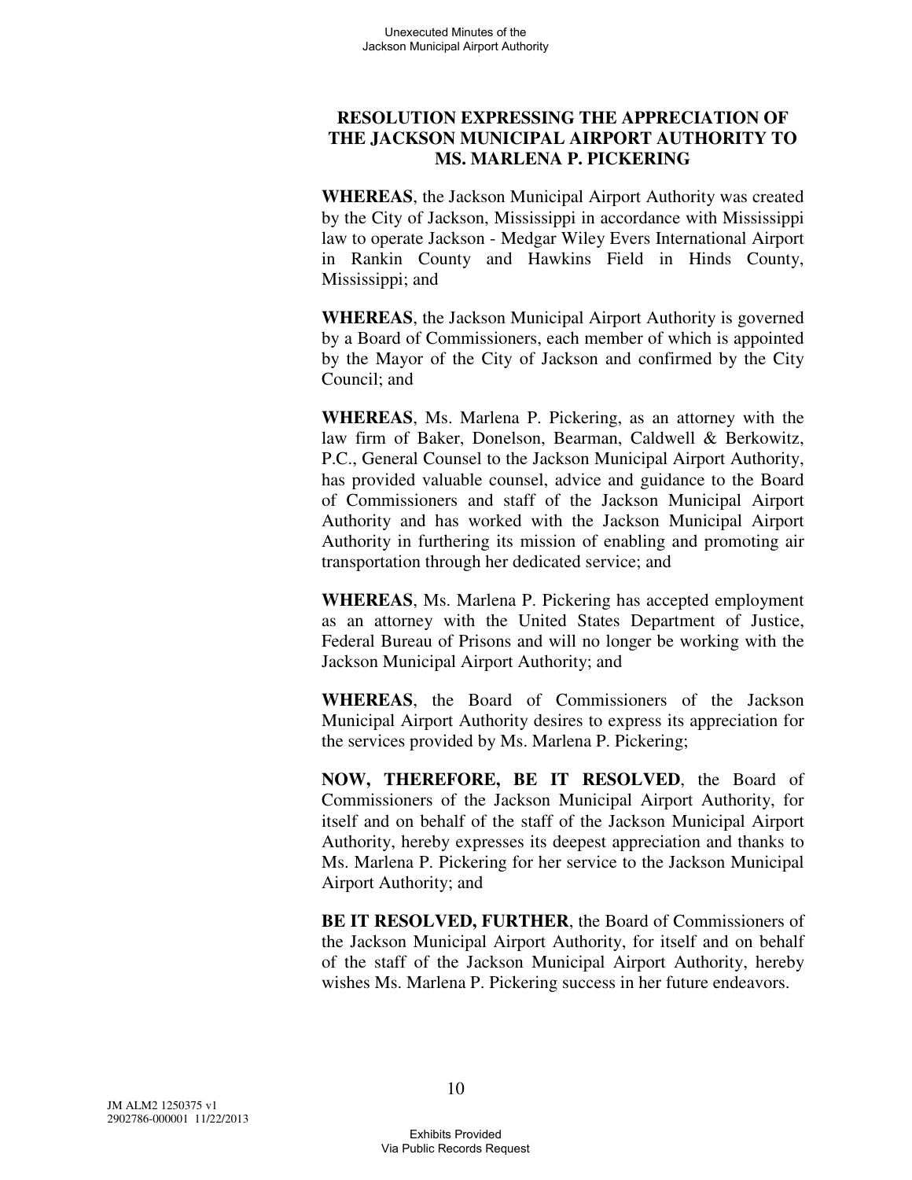**RESOLUTION EXPRESSING THE APPRECIATION OF THE JACKSON MUNICIPAL AIRPORT AUTHORITY TO MS. MARLENA P. PICKERING**

**WHEREAS**, the Jackson Municipal Airport Authority was created by the City of Jackson, Mississippi in accordance with Mississippi law to operate Jackson - Medgar Wiley Evers International Airport in Rankin County and Hawkins Field in Hinds County, Mississippi; and

**WHEREAS**, the Jackson Municipal Airport Authority is governed by a Board of Commissioners, each member of which is appointed by the Mayor of the City of Jackson and confirmed by the City Council; and

**WHEREAS**, Ms. Marlena P. Pickering, as an attorney with the law firm of Baker, Donelson, Bearman, Caldwell & Berkowitz, P.C., General Counsel to the Jackson Municipal Airport Authority, has provided valuable counsel, advice and guidance to the Board of Commissioners and staff of the Jackson Municipal Airport Authority and has worked with the Jackson Municipal Airport Authority in furthering its mission of enabling and promoting air transportation through her dedicated service; and

**WHEREAS**, Ms. Marlena P. Pickering has accepted employment as an attorney with the United States Department of Justice, Federal Bureau of Prisons and will no longer be working with the Jackson Municipal Airport Authority; and

**WHEREAS**, the Board of Commissioners of the Jackson Municipal Airport Authority desires to express its appreciation for the services provided by Ms. Marlena P. Pickering;

**NOW, THEREFORE, BE IT RESOLVED**, the Board of Commissioners of the Jackson Municipal Airport Authority, for itself and on behalf of the staff of the Jackson Municipal Airport Authority, hereby expresses its deepest appreciation and thanks to Ms. Marlena P. Pickering for her service to the Jackson Municipal Airport Authority; and

**BE IT RESOLVED, FURTHER**, the Board of Commissioners of the Jackson Municipal Airport Authority, for itself and on behalf of the staff of the Jackson Municipal Airport Authority, hereby wishes Ms. Marlena P. Pickering success in her future endeavors.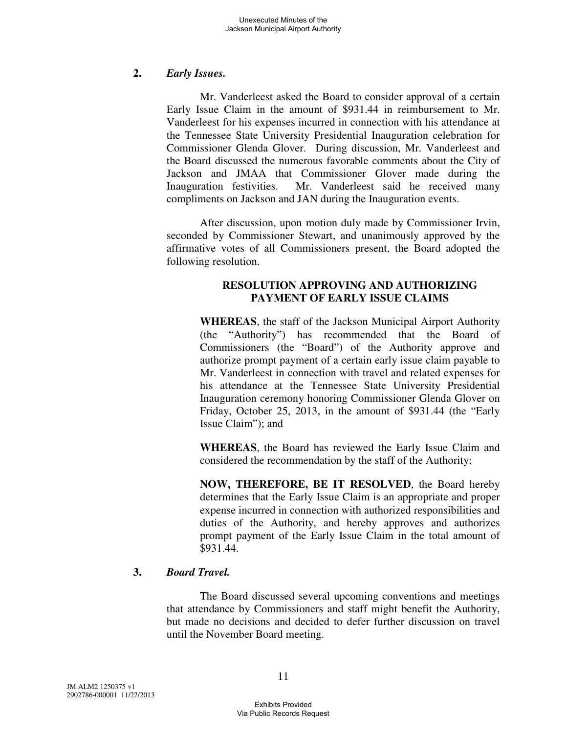**2.** ***Early Issues.***

Mr. Vanderleest asked the Board to consider approval of a certain Early Issue Claim in the amount of $931.44 in reimbursement to Mr. Vanderleest for his expenses incurred in connection with his attendance at the Tennessee State University Presidential Inauguration celebration for Commissioner Glenda Glover. During discussion, Mr. Vanderleest and the Board discussed the numerous favorable comments about the City of Jackson and JMAA that Commissioner Glover made during the Inauguration festivities. Mr. Vanderleest said he received many compliments on Jackson and JAN during the Inauguration events.

After discussion, upon motion duly made by Commissioner Irvin, seconded by Commissioner Stewart, and unanimously approved by the affirmative votes of all Commissioners present, the Board adopted the following resolution.

**RESOLUTION APPROVING AND AUTHORIZING PAYMENT OF EARLY ISSUE CLAIMS**

**WHEREAS**, the staff of the Jackson Municipal Airport Authority (the "Authority") has recommended that the Board of Commissioners (the "Board") of the Authority approve and authorize prompt payment of a certain early issue claim payable to Mr. Vanderleest in connection with travel and related expenses for his attendance at the Tennessee State University Presidential Inauguration ceremony honoring Commissioner Glenda Glover on Friday, October 25, 2013, in the amount of $931.44 (the "Early Issue Claim"); and

**WHEREAS**, the Board has reviewed the Early Issue Claim and considered the recommendation by the staff of the Authority;

**NOW, THEREFORE, BE IT RESOLVED**, the Board hereby determines that the Early Issue Claim is an appropriate and proper expense incurred in connection with authorized responsibilities and duties of the Authority, and hereby approves and authorizes prompt payment of the Early Issue Claim in the total amount of $931.44.

**3.** ***Board Travel.***

The Board discussed several upcoming conventions and meetings that attendance by Commissioners and staff might benefit the Authority, but made no decisions and decided to defer further discussion on travel until the November Board meeting.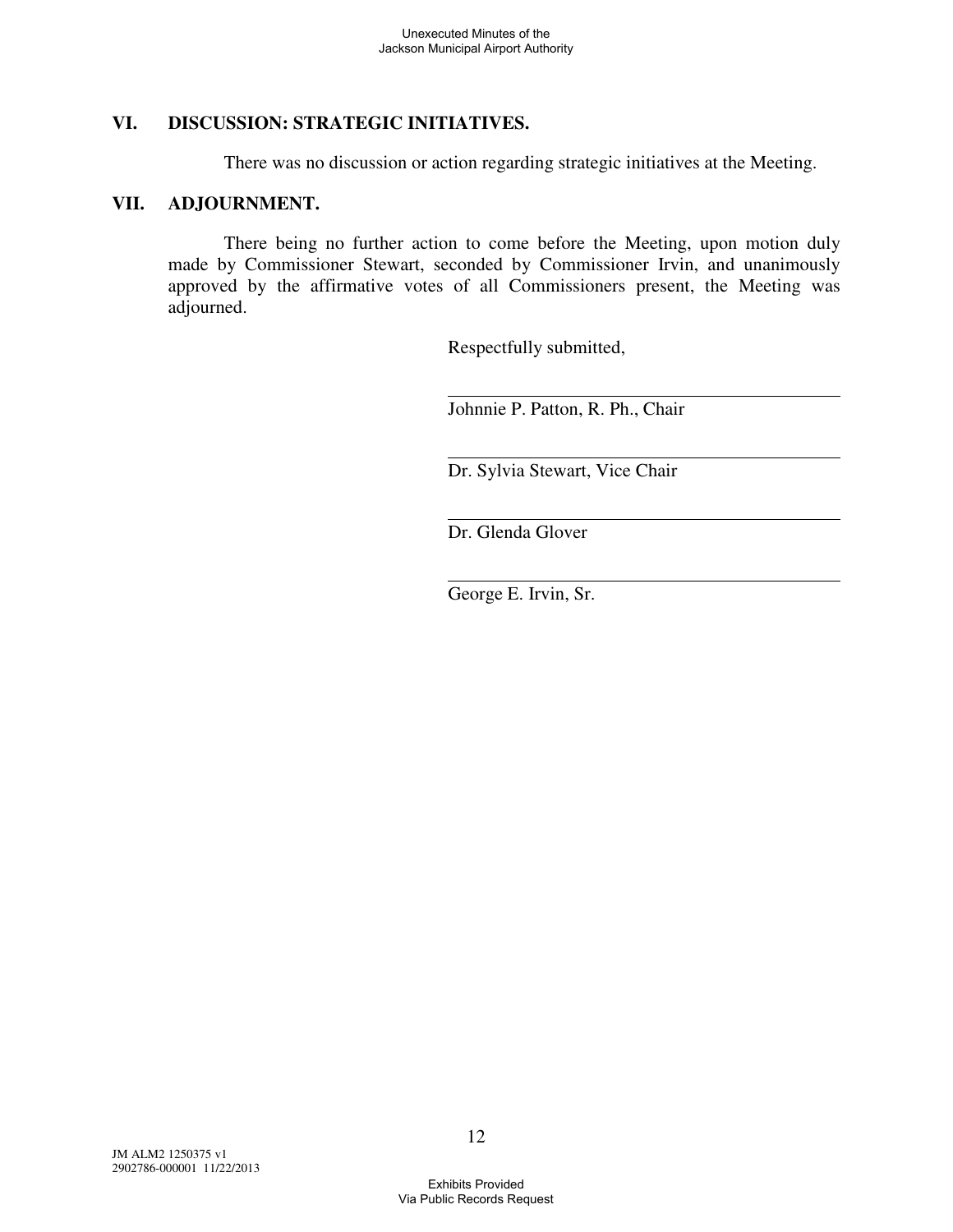## VI. DISCUSSION: STRATEGIC INITIATIVES.

There was no discussion or action regarding strategic initiatives at the Meeting.

## VII. ADJOURNMENT.

There being no further action to come before the Meeting, upon motion duly made by Commissioner Stewart, seconded by Commissioner Irvin, and unanimously approved by the affirmative votes of all Commissioners present, the Meeting was adjourned.

Respectfully submitted,

\_\_\_\_\_\_\_\_\_\_\_\_\_\_\_\_\_\_\_\_\_\_\_\_\_\_\_\_\_\_\_\_\_\_\_\_\_\_\_\_

Johnnie P. Patton, R. Ph., Chair

\_\_\_\_\_\_\_\_\_\_\_\_\_\_\_\_\_\_\_\_\_\_\_\_\_\_\_\_\_\_\_\_\_\_\_\_\_\_\_\_

Dr. Sylvia Stewart, Vice Chair

\_\_\_\_\_\_\_\_\_\_\_\_\_\_\_\_\_\_\_\_\_\_\_\_\_\_\_\_\_\_\_\_\_\_\_\_\_\_\_\_

Dr. Glenda Glover

\_\_\_\_\_\_\_\_\_\_\_\_\_\_\_\_\_\_\_\_\_\_\_\_\_\_\_\_\_\_\_\_\_\_\_\_\_\_\_\_

George E. Irvin, Sr.

JM ALM2 1250375 v1
2902786-000001 11/22/2013